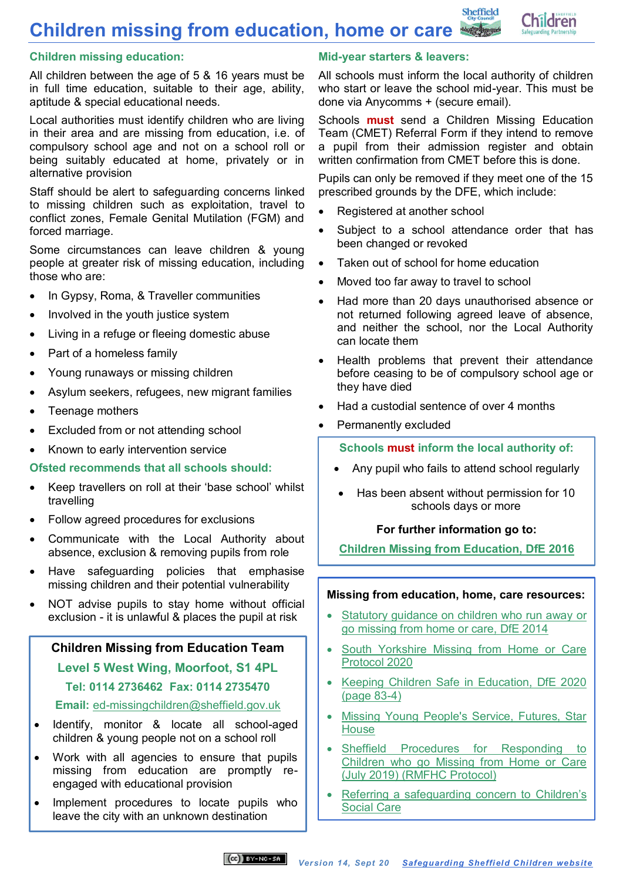# Children missing from education, home or care

## Children missing education:

All children between the age of 5 & 16 years must be in full time education, suitable to their age, ability, aptitude & special educational needs.

Local authorities must identify children who are living in their area and are missing from education, i.e. of compulsory school age and not on a school roll or being suitably educated at home, privately or in alternative provision

Staff should be alert to safeguarding concerns linked to missing children such as exploitation, travel to conflict zones, Female Genital Mutilation (FGM) and forced marriage.

Some circumstances can leave children & young people at greater risk of missing education, including those who are:

- In Gypsy, Roma, & Traveller communities
- Involved in the youth justice system
- Living in a refuge or fleeing domestic abuse
- Part of a homeless family
- Young runaways or missing children
- Asylum seekers, refugees, new migrant families
- Teenage mothers
- Excluded from or not attending school
- Known to early intervention service

## Ofsted recommends that all schools should:

- Keep travellers on roll at their 'base school' whilst travelling
- Follow agreed procedures for exclusions
- Communicate with the Local Authority about absence, exclusion & removing pupils from role
- Have safeguarding policies that emphasise missing children and their potential vulnerability
- NOT advise pupils to stay home without official exclusion - it is unlawful & places the pupil at risk

### Children Missing from Education Team

**Level 5 West Wing, Moorfoot, S1 4PL**

**Tel: 0114 2736462 Fax: 0114 2735470**

**Email:** ed-missingchildren@sheffield.gov.uk

- Identify, monitor & locate all school-aged children & young people not on a school roll
- Work with all agencies to ensure that pupils missing from education are promptly re-engaged with educational provision
- Implement procedures to locate pupils who leave the city with an unknown destination

## Mid-year starters & leavers:

All schools must inform the local authority of children who start or leave the school mid-year. This must be done via Anycomms + (secure email).

Schools **must** send a Children Missing Education Team (CMET) Referral Form if they intend to remove a pupil from their admission register and obtain written confirmation from CMET before this is done.

Pupils can only be removed if they meet one of the 15 prescribed grounds by the DFE, which include:

- Registered at another school
- Subject to a school attendance order that has been changed or revoked
- Taken out of school for home education
- Moved too far away to travel to school
- Had more than 20 days unauthorised absence or not returned following agreed leave of absence, and neither the school, nor the Local Authority can locate them
- Health problems that prevent their attendance before ceasing to be of compulsory school age or they have died
- Had a custodial sentence of over 4 months
- Permanently excluded

### Schools **must** inform the local authority of:

- Any pupil who fails to attend school regularly
- Has been absent without permission for 10 schools days or more

**For further information go to:**

Children Missing from Education, DfE 2016

### Missing from education, home, care resources:

- Statutory guidance on children who run away or go missing from home or care, DfE 2014
- South Yorkshire Missing from Home or Care Protocol 2020
- Keeping Children Safe in Education, DfE 2020 (page 83-4)
- Missing Young People's Service, Futures, Star House
- Sheffield Procedures for Responding to Children who go Missing from Home or Care (July 2019) (RMFHC Protocol)
- Referring a safeguarding concern to Children's Social Care

Version 14, Sept 20 Safeguarding Sheffield Children website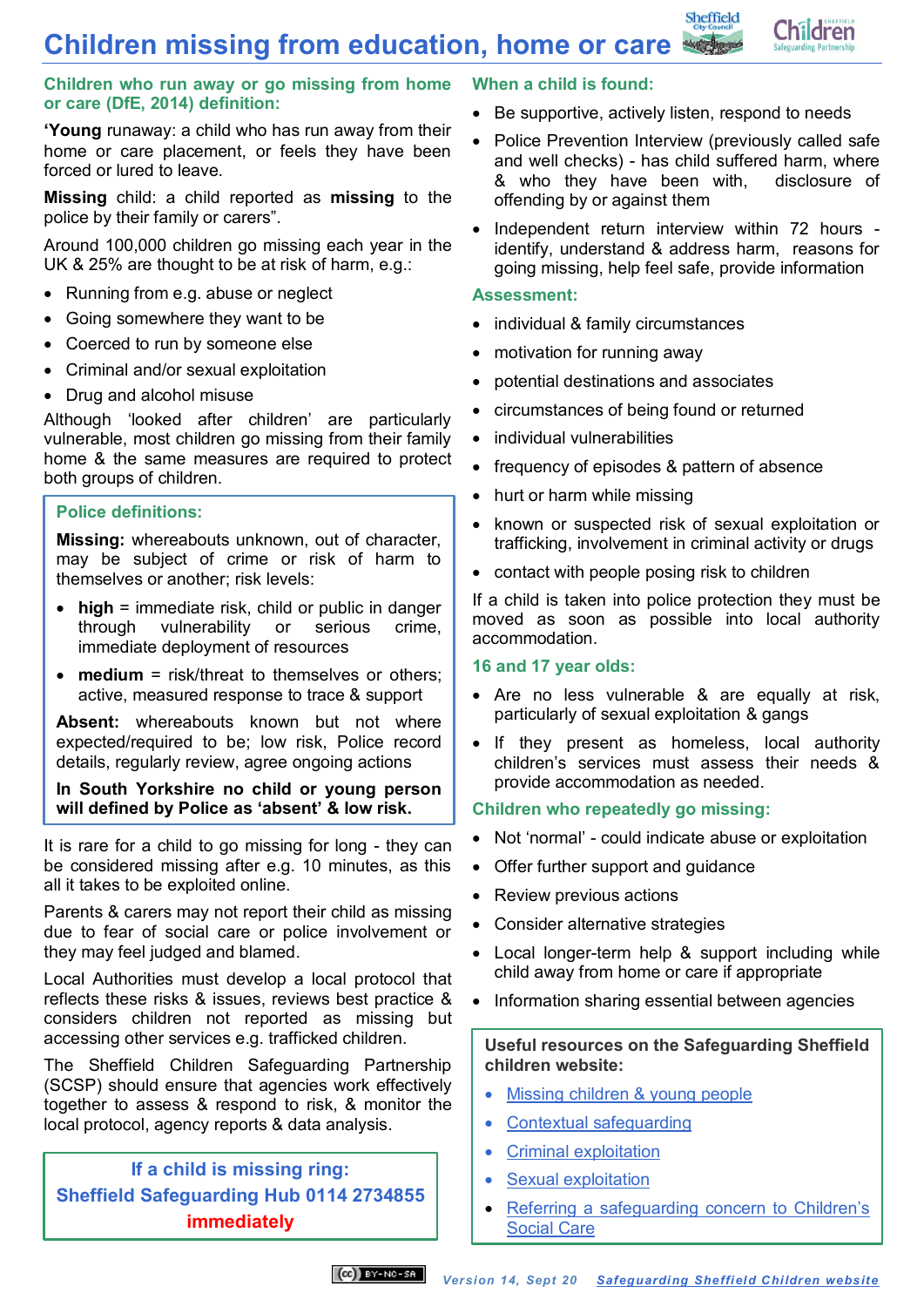# Children missing from education, home or care

## Children who run away or go missing from home or care (DfE, 2014) definition:

**'Young** runaway: a child who has run away from their home or care placement, or feels they have been forced or lured to leave.

**Missing** child: a child reported as **missing** to the police by their family or carers".

Around 100,000 children go missing each year in the UK & 25% are thought to be at risk of harm, e.g.:

- Running from e.g. abuse or neglect
- Going somewhere they want to be
- Coerced to run by someone else
- Criminal and/or sexual exploitation
- Drug and alcohol misuse

Although 'looked after children' are particularly vulnerable, most children go missing from their family home & the same measures are required to protect both groups of children.

### Police definitions:

**Missing:** whereabouts unknown, out of character, may be subject of crime or risk of harm to themselves or another; risk levels:

- **high** = immediate risk, child or public in danger through vulnerability or serious crime, immediate deployment of resources
- **medium** = risk/threat to themselves or others; active, measured response to trace & support

**Absent:** whereabouts known but not where expected/required to be; low risk, Police record details, regularly review, agree ongoing actions

**In South Yorkshire no child or young person will defined by Police as 'absent' & low risk.**

It is rare for a child to go missing for long - they can be considered missing after e.g. 10 minutes, as this all it takes to be exploited online.

Parents & carers may not report their child as missing due to fear of social care or police involvement or they may feel judged and blamed.

Local Authorities must develop a local protocol that reflects these risks & issues, reviews best practice & considers children not reported as missing but accessing other services e.g. trafficked children.

The Sheffield Children Safeguarding Partnership (SCSP) should ensure that agencies work effectively together to assess & respond to risk, & monitor the local protocol, agency reports & data analysis.

**If a child is missing ring:**
**Sheffield Safeguarding Hub 0114 2734855**
**immediately**

## When a child is found:

- Be supportive, actively listen, respond to needs
- Police Prevention Interview (previously called safe and well checks) - has child suffered harm, where & who they have been with, disclosure of offending by or against them
- Independent return interview within 72 hours - identify, understand & address harm, reasons for going missing, help feel safe, provide information

## Assessment:

- individual & family circumstances
- motivation for running away
- potential destinations and associates
- circumstances of being found or returned
- individual vulnerabilities
- frequency of episodes & pattern of absence
- hurt or harm while missing
- known or suspected risk of sexual exploitation or trafficking, involvement in criminal activity or drugs
- contact with people posing risk to children

If a child is taken into police protection they must be moved as soon as possible into local authority accommodation.

## 16 and 17 year olds:

- Are no less vulnerable & are equally at risk, particularly of sexual exploitation & gangs
- If they present as homeless, local authority children's services must assess their needs & provide accommodation as needed.

## Children who repeatedly go missing:

- Not 'normal' - could indicate abuse or exploitation
- Offer further support and guidance
- Review previous actions
- Consider alternative strategies
- Local longer-term help & support including while child away from home or care if appropriate
- Information sharing essential between agencies

**Useful resources on the Safeguarding Sheffield children website:**

- Missing children & young people
- Contextual safeguarding
- Criminal exploitation
- Sexual exploitation
- Referring a safeguarding concern to Children's Social Care

*Version 14, Sept 20* *Safeguarding Sheffield Children website*